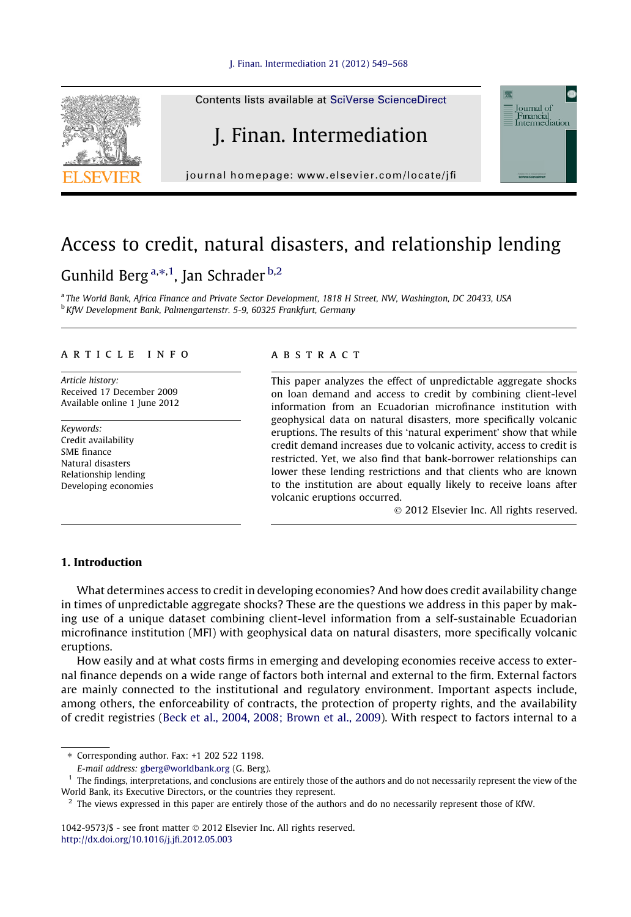# Access to credit, natural disasters, and relationship lending

Gunhild Berg [a,*,1], Jan Schrader [b,2]

[a] The World Bank, Africa Finance and Private Sector Development, 1818 H Street, NW, Washington, DC 20433, USA
[b] KfW Development Bank, Palmengartenstr. 5-9, 60325 Frankfurt, Germany

**ARTICLE INFO**

*Article history:*
Received 17 December 2009
Available online 1 June 2012

*Keywords:*
Credit availability
SME finance
Natural disasters
Relationship lending
Developing economies

**ABSTRACT**

This paper analyzes the effect of unpredictable aggregate shocks on loan demand and access to credit by combining client-level information from an Ecuadorian microfinance institution with geophysical data on natural disasters, more specifically volcanic eruptions. The results of this 'natural experiment' show that while credit demand increases due to volcanic activity, access to credit is restricted. Yet, we also find that bank-borrower relationships can lower these lending restrictions and that clients who are known to the institution are about equally likely to receive loans after volcanic eruptions occurred.

© 2012 Elsevier Inc. All rights reserved.

## 1. Introduction

What determines access to credit in developing economies? And how does credit availability change in times of unpredictable aggregate shocks? These are the questions we address in this paper by making use of a unique dataset combining client-level information from a self-sustainable Ecuadorian microfinance institution (MFI) with geophysical data on natural disasters, more specifically volcanic eruptions.

How easily and at what costs firms in emerging and developing economies receive access to external finance depends on a wide range of factors both internal and external to the firm. External factors are mainly connected to the institutional and regulatory environment. Important aspects include, among others, the enforceability of contracts, the protection of property rights, and the availability of credit registries (Beck et al., 2004, 2008; Brown et al., 2009). With respect to factors internal to a

---

* Corresponding author. Fax: +1 202 522 1198.
E-mail address: gberg@worldbank.org (G. Berg).

[1] The findings, interpretations, and conclusions are entirely those of the authors and do not necessarily represent the view of the World Bank, its Executive Directors, or the countries they represent.

[2] The views expressed in this paper are entirely those of the authors and do no necessarily represent those of KfW.

1042-9573/$ - see front matter © 2012 Elsevier Inc. All rights reserved.
http://dx.doi.org/10.1016/j.jfi.2012.05.003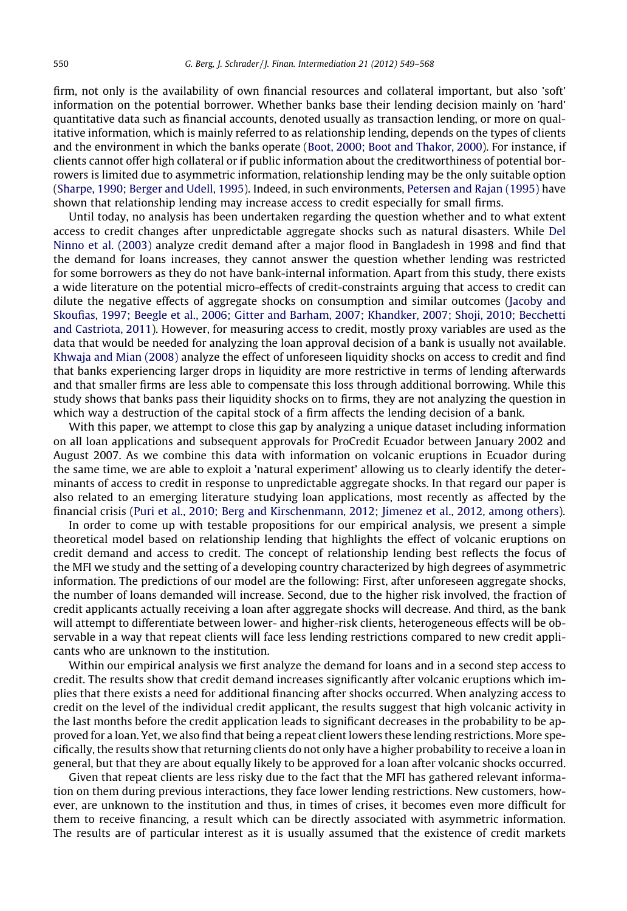firm, not only is the availability of own financial resources and collateral important, but also 'soft' information on the potential borrower. Whether banks base their lending decision mainly on 'hard' quantitative data such as financial accounts, denoted usually as transaction lending, or more on qualitative information, which is mainly referred to as relationship lending, depends on the types of clients and the environment in which the banks operate (Boot, 2000; Boot and Thakor, 2000). For instance, if clients cannot offer high collateral or if public information about the creditworthiness of potential borrowers is limited due to asymmetric information, relationship lending may be the only suitable option (Sharpe, 1990; Berger and Udell, 1995). Indeed, in such environments, Petersen and Rajan (1995) have shown that relationship lending may increase access to credit especially for small firms.

Until today, no analysis has been undertaken regarding the question whether and to what extent access to credit changes after unpredictable aggregate shocks such as natural disasters. While Del Ninno et al. (2003) analyze credit demand after a major flood in Bangladesh in 1998 and find that the demand for loans increases, they cannot answer the question whether lending was restricted for some borrowers as they do not have bank-internal information. Apart from this study, there exists a wide literature on the potential micro-effects of credit-constraints arguing that access to credit can dilute the negative effects of aggregate shocks on consumption and similar outcomes (Jacoby and Skoufias, 1997; Beegle et al., 2006; Gitter and Barham, 2007; Khandker, 2007; Shoji, 2010; Becchetti and Castriota, 2011). However, for measuring access to credit, mostly proxy variables are used as the data that would be needed for analyzing the loan approval decision of a bank is usually not available. Khwaja and Mian (2008) analyze the effect of unforeseen liquidity shocks on access to credit and find that banks experiencing larger drops in liquidity are more restrictive in terms of lending afterwards and that smaller firms are less able to compensate this loss through additional borrowing. While this study shows that banks pass their liquidity shocks on to firms, they are not analyzing the question in which way a destruction of the capital stock of a firm affects the lending decision of a bank.

With this paper, we attempt to close this gap by analyzing a unique dataset including information on all loan applications and subsequent approvals for ProCredit Ecuador between January 2002 and August 2007. As we combine this data with information on volcanic eruptions in Ecuador during the same time, we are able to exploit a 'natural experiment' allowing us to clearly identify the determinants of access to credit in response to unpredictable aggregate shocks. In that regard our paper is also related to an emerging literature studying loan applications, most recently as affected by the financial crisis (Puri et al., 2010; Berg and Kirschenmann, 2012; Jimenez et al., 2012, among others).

In order to come up with testable propositions for our empirical analysis, we present a simple theoretical model based on relationship lending that highlights the effect of volcanic eruptions on credit demand and access to credit. The concept of relationship lending best reflects the focus of the MFI we study and the setting of a developing country characterized by high degrees of asymmetric information. The predictions of our model are the following: First, after unforeseen aggregate shocks, the number of loans demanded will increase. Second, due to the higher risk involved, the fraction of credit applicants actually receiving a loan after aggregate shocks will decrease. And third, as the bank will attempt to differentiate between lower- and higher-risk clients, heterogeneous effects will be observable in a way that repeat clients will face less lending restrictions compared to new credit applicants who are unknown to the institution.

Within our empirical analysis we first analyze the demand for loans and in a second step access to credit. The results show that credit demand increases significantly after volcanic eruptions which implies that there exists a need for additional financing after shocks occurred. When analyzing access to credit on the level of the individual credit applicant, the results suggest that high volcanic activity in the last months before the credit application leads to significant decreases in the probability to be approved for a loan. Yet, we also find that being a repeat client lowers these lending restrictions. More specifically, the results show that returning clients do not only have a higher probability to receive a loan in general, but that they are about equally likely to be approved for a loan after volcanic shocks occurred.

Given that repeat clients are less risky due to the fact that the MFI has gathered relevant information on them during previous interactions, they face lower lending restrictions. New customers, however, are unknown to the institution and thus, in times of crises, it becomes even more difficult for them to receive financing, a result which can be directly associated with asymmetric information. The results are of particular interest as it is usually assumed that the existence of credit markets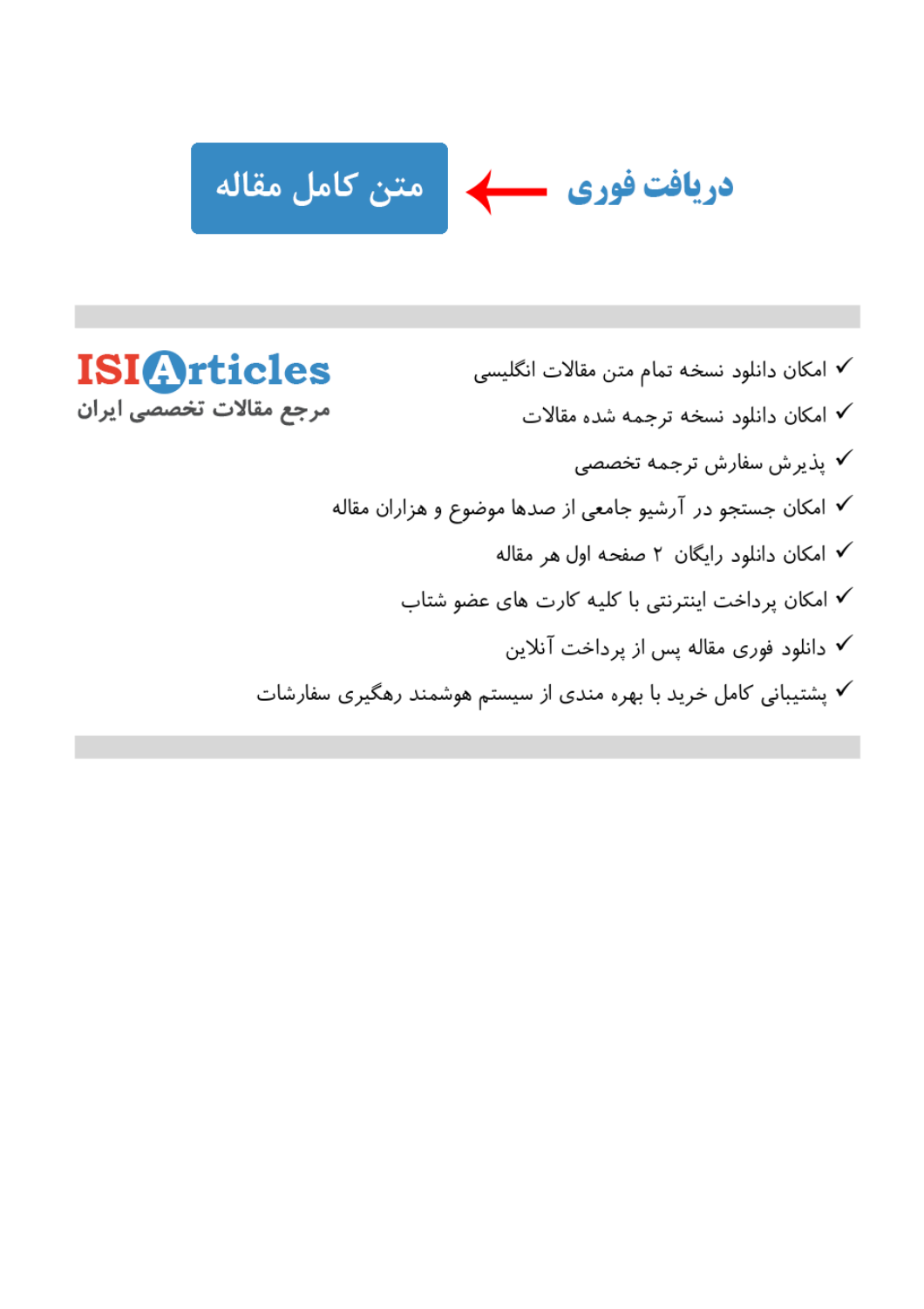دریافت فوری ← متن کامل مقاله

**ISIArticles**
مرجع مقالات تخصصی ایران

- ✓ امکان دانلود نسخه تمام متن مقالات انگلیسی
- ✓ امکان دانلود نسخه ترجمه شده مقالات
- ✓ پذیرش سفارش ترجمه تخصصی
- ✓ امکان جستجو در آرشیو جامعی از صدها موضوع و هزاران مقاله
- ✓ امکان دانلود رایگان ۲ صفحه اول هر مقاله
- ✓ امکان پرداخت اینترنتی با کلیه کارت های عضو شتاب
- ✓ دانلود فوری مقاله پس از پرداخت آنلاین
- ✓ پشتیبانی کامل خرید با بهره مندی از سیستم هوشمند رهگیری سفارشات